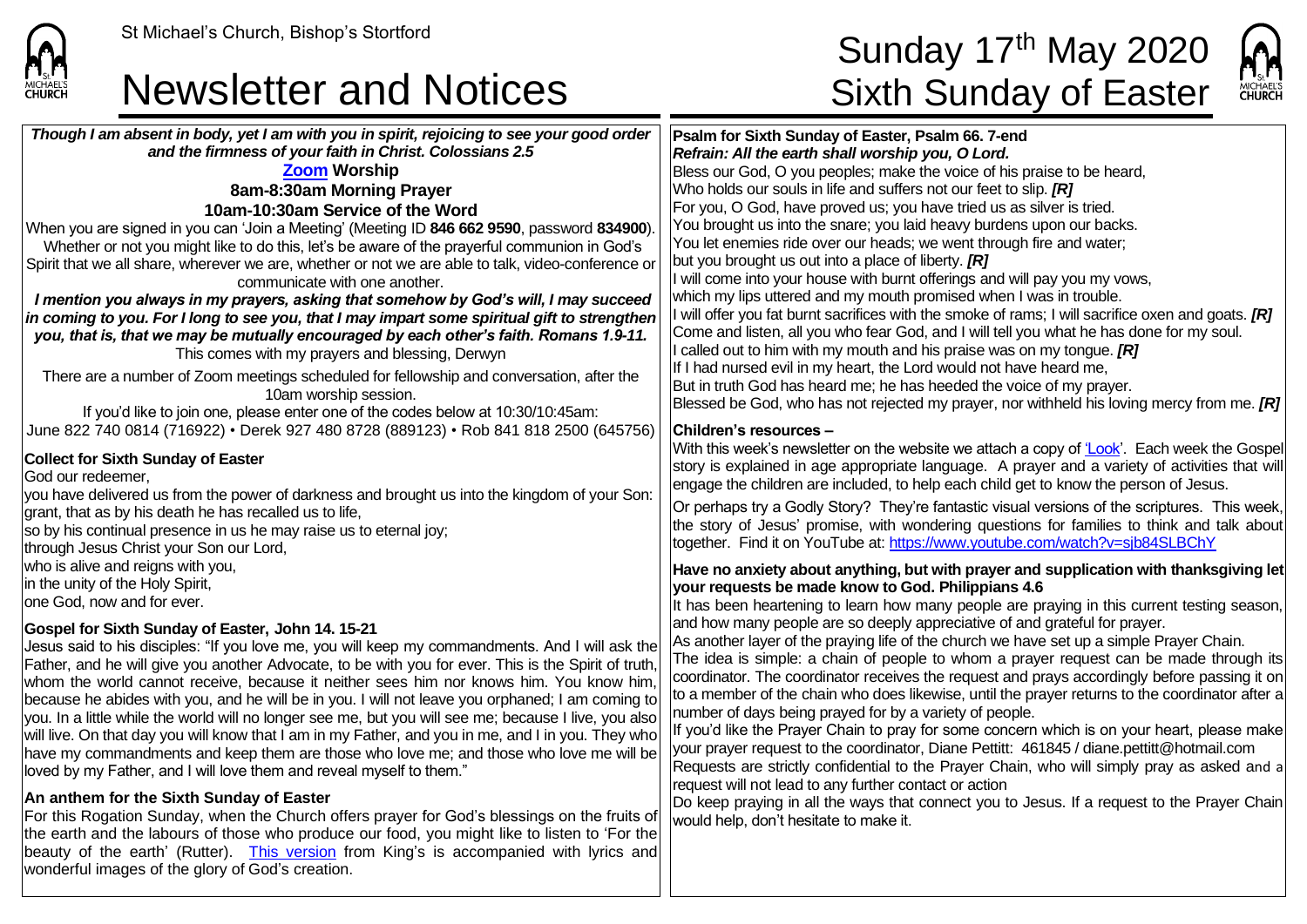St Michael's Church, Bishop's Stortford

# Newsletter and Notices

# Sunday 17th May 2020 Sixth Sunday of Easter

***Though I am absent in body, yet I am with you in spirit, rejoicing to see your good order and the firmness of your faith in Christ. Colossians 2.5***

**Zoom Worship**

**8am-8:30am Morning Prayer**

**10am-10:30am Service of the Word**

When you are signed in you can 'Join a Meeting' (Meeting ID **846 662 9590**, password **834900**). Whether or not you might like to do this, let's be aware of the prayerful communion in God's Spirit that we all share, wherever we are, whether or not we are able to talk, video-conference or communicate with one another.

***I mention you always in my prayers, asking that somehow by God's will, I may succeed in coming to you. For I long to see you, that I may impart some spiritual gift to strengthen you, that is, that we may be mutually encouraged by each other's faith. Romans 1.9-11.***

This comes with my prayers and blessing, Derwyn

There are a number of Zoom meetings scheduled for fellowship and conversation, after the 10am worship session.

If you'd like to join one, please enter one of the codes below at 10:30/10:45am:

June 822 740 0814 (716922) • Derek 927 480 8728 (889123) • Rob 841 818 2500 (645756)

**Collect for Sixth Sunday of Easter**

God our redeemer,
you have delivered us from the power of darkness and brought us into the kingdom of your Son:
grant, that as by his death he has recalled us to life,
so by his continual presence in us he may raise us to eternal joy;
through Jesus Christ your Son our Lord,
who is alive and reigns with you,
in the unity of the Holy Spirit,
one God, now and for ever.

**Gospel for Sixth Sunday of Easter, John 14. 15-21**

Jesus said to his disciples: "If you love me, you will keep my commandments. And I will ask the Father, and he will give you another Advocate, to be with you for ever. This is the Spirit of truth, whom the world cannot receive, because it neither sees him nor knows him. You know him, because he abides with you, and he will be in you. I will not leave you orphaned; I am coming to you. In a little while the world will no longer see me, but you will see me; because I live, you also will live. On that day you will know that I am in my Father, and you in me, and I in you. They who have my commandments and keep them are those who love me; and those who love me will be loved by my Father, and I will love them and reveal myself to them."

**An anthem for the Sixth Sunday of Easter**

For this Rogation Sunday, when the Church offers prayer for God's blessings on the fruits of the earth and the labours of those who produce our food, you might like to listen to 'For the beauty of the earth' (Rutter). This version from King's is accompanied with lyrics and wonderful images of the glory of God's creation.

**Psalm for Sixth Sunday of Easter, Psalm 66. 7-end**

***Refrain: All the earth shall worship you, O Lord.***

Bless our God, O you peoples; make the voice of his praise to be heard,
Who holds our souls in life and suffers not our feet to slip. ***[R]***
For you, O God, have proved us; you have tried us as silver is tried.
You brought us into the snare; you laid heavy burdens upon our backs.
You let enemies ride over our heads; we went through fire and water;
but you brought us out into a place of liberty. ***[R]***
I will come into your house with burnt offerings and will pay you my vows,
which my lips uttered and my mouth promised when I was in trouble.
I will offer you fat burnt sacrifices with the smoke of rams; I will sacrifice oxen and goats. ***[R]***
Come and listen, all you who fear God, and I will tell you what he has done for my soul.
I called out to him with my mouth and his praise was on my tongue. ***[R]***
If I had nursed evil in my heart, the Lord would not have heard me,
But in truth God has heard me; he has heeded the voice of my prayer.
Blessed be God, who has not rejected my prayer, nor withheld his loving mercy from me. ***[R]***

**Children's resources –**

With this week's newsletter on the website we attach a copy of 'Look'. Each week the Gospel story is explained in age appropriate language. A prayer and a variety of activities that will engage the children are included, to help each child get to know the person of Jesus.

Or perhaps try a Godly Story? They're fantastic visual versions of the scriptures. This week, the story of Jesus' promise, with wondering questions for families to think and talk about together. Find it on YouTube at: https://www.youtube.com/watch?v=sjb84SLBChY

**Have no anxiety about anything, but with prayer and supplication with thanksgiving let your requests be made know to God. Philippians 4.6**

It has been heartening to learn how many people are praying in this current testing season, and how many people are so deeply appreciative of and grateful for prayer.

As another layer of the praying life of the church we have set up a simple Prayer Chain.

The idea is simple: a chain of people to whom a prayer request can be made through its coordinator. The coordinator receives the request and prays accordingly before passing it on to a member of the chain who does likewise, until the prayer returns to the coordinator after a number of days being prayed for by a variety of people.

If you'd like the Prayer Chain to pray for some concern which is on your heart, please make your prayer request to the coordinator, Diane Pettitt: 461845 / diane.pettitt@hotmail.com

Requests are strictly confidential to the Prayer Chain, who will simply pray as asked and a request will not lead to any further contact or action

Do keep praying in all the ways that connect you to Jesus. If a request to the Prayer Chain would help, don't hesitate to make it.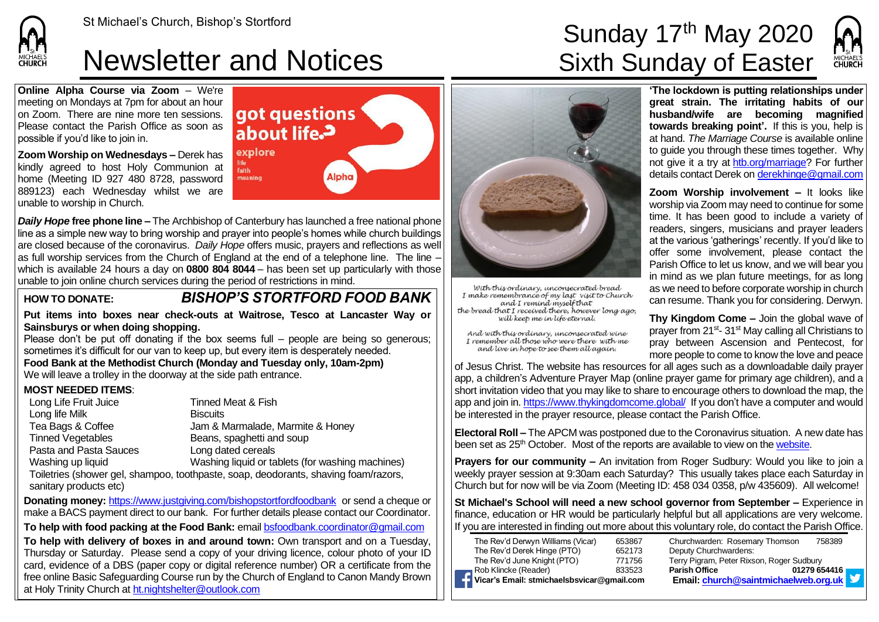St Michael's Church, Bishop's Stortford

# Newsletter and Notices

# Sunday 17th May 2020 Sixth Sunday of Easter

**Online Alpha Course via Zoom** – We're meeting on Mondays at 7pm for about an hour on Zoom. There are nine more ten sessions. Please contact the Parish Office as soon as possible if you'd like to join in.

got questions about life? explore life faith meaning Alpha

**Zoom Worship on Wednesdays –** Derek has kindly agreed to host Holy Communion at home (Meeting ID 927 480 8728, password 889123) each Wednesday whilst we are unable to worship in Church.

***Daily Hope* free phone line –** The Archbishop of Canterbury has launched a free national phone line as a simple new way to bring worship and prayer into people's homes while church buildings are closed because of the coronavirus. *Daily Hope* offers music, prayers and reflections as well as full worship services from the Church of England at the end of a telephone line. The line – which is available 24 hours a day on **0800 804 8044** – has been set up particularly with those unable to join online church services during the period of restrictions in mind.

## HOW TO DONATE: *BISHOP'S STORTFORD FOOD BANK*

**Put items into boxes near check-outs at Waitrose, Tesco at Lancaster Way or Sainsburys or when doing shopping.**

Please don't be put off donating if the box seems full – people are being so generous; sometimes it's difficult for our van to keep up, but every item is desperately needed.

**Food Bank at the Methodist Church (Monday and Tuesday only, 10am-2pm)**
We will leave a trolley in the doorway at the side path entrance.

**MOST NEEDED ITEMS**:

| | |
|---|---|
| Long Life Fruit Juice | Tinned Meat & Fish |
| Long life Milk | Biscuits |
| Tea Bags & Coffee | Jam & Marmalade, Marmite & Honey |
| Tinned Vegetables | Beans, spaghetti and soup |
| Pasta and Pasta Sauces | Long dated cereals |
| Washing up liquid | Washing liquid or tablets (for washing machines) |

Toiletries (shower gel, shampoo, toothpaste, soap, deodorants, shaving foam/razors, sanitary products etc)

**Donating money:** https://www.justgiving.com/bishopstortfordfoodbank or send a cheque or make a BACS payment direct to our bank. For further details please contact our Coordinator.

**To help with food packing at the Food Bank:** email bsfoodbank.coordinator@gmail.com

**To help with delivery of boxes in and around town:** Own transport and on a Tuesday, Thursday or Saturday. Please send a copy of your driving licence, colour photo of your ID card, evidence of a DBS (paper copy or digital reference number) OR a certificate from the free online Basic Safeguarding Course run by the Church of England to Canon Mandy Brown at Holy Trinity Church at ht.nightshelter@outlook.com

*With this ordinary, unconsecrated bread I make remembrance of my last visit to Church and I remind myself that the bread that I received there, however long ago, will keep me in life eternal.*

*And with this ordinary, unconsecrated wine I remember all those who were there with me and live in hope to see them all again.*

**'The lockdown is putting relationships under great strain. The irritating habits of our husband/wife are becoming magnified towards breaking point'.** If this is you, help is at hand. *The Marriage Course* is available online to guide you through these times together. Why not give it a try at htb.org/marriage? For further details contact Derek on derekhinge@gmail.com

**Zoom Worship involvement –** It looks like worship via Zoom may need to continue for some time. It has been good to include a variety of readers, singers, musicians and prayer leaders at the various 'gatherings' recently. If you'd like to offer some involvement, please contact the Parish Office to let us know, and we will bear you in mind as we plan future meetings, for as long as we need to before corporate worship in church can resume. Thank you for considering. Derwyn.

**Thy Kingdom Come –** Join the global wave of prayer from 21st- 31st May calling all Christians to pray between Ascension and Pentecost, for more people to come to know the love and peace of Jesus Christ. The website has resources for all ages such as a downloadable daily prayer app, a children's Adventure Prayer Map (online prayer game for primary age children), and a short invitation video that you may like to share to encourage others to download the map, the app and join in. https://www.thykingdomcome.global/ If you don't have a computer and would be interested in the prayer resource, please contact the Parish Office.

**Electoral Roll –** The APCM was postponed due to the Coronavirus situation. A new date has been set as 25th October. Most of the reports are available to view on the website.

**Prayers for our community –** An invitation from Roger Sudbury: Would you like to join a weekly prayer session at 9:30am each Saturday? This usually takes place each Saturday in Church but for now will be via Zoom (Meeting ID: 458 034 0358, p/w 435609). All welcome!

**St Michael's School will need a new school governor from September –** Experience in finance, education or HR would be particularly helpful but all applications are very welcome. If you are interested in finding out more about this voluntary role, do contact the Parish Office.

| | | | |
|---|---|---|---|
| The Rev'd Derwyn Williams (Vicar) | 653867 | Churchwarden: Rosemary Thomson | 758389 |
| The Rev'd Derek Hinge (PTO) | 652173 | Deputy Churchwardens: | |
| The Rev'd June Knight (PTO) | 771756 | Terry Pigram, Peter Rixson, Roger Sudbury | |
| Rob Klincke (Reader) | 833523 | **Parish Office** | **01279 654416** |
| **Vicar's Email: stmichaelsbsvicar@gmail.com** | | **Email: church@saintmichaelweb.org.uk** | |